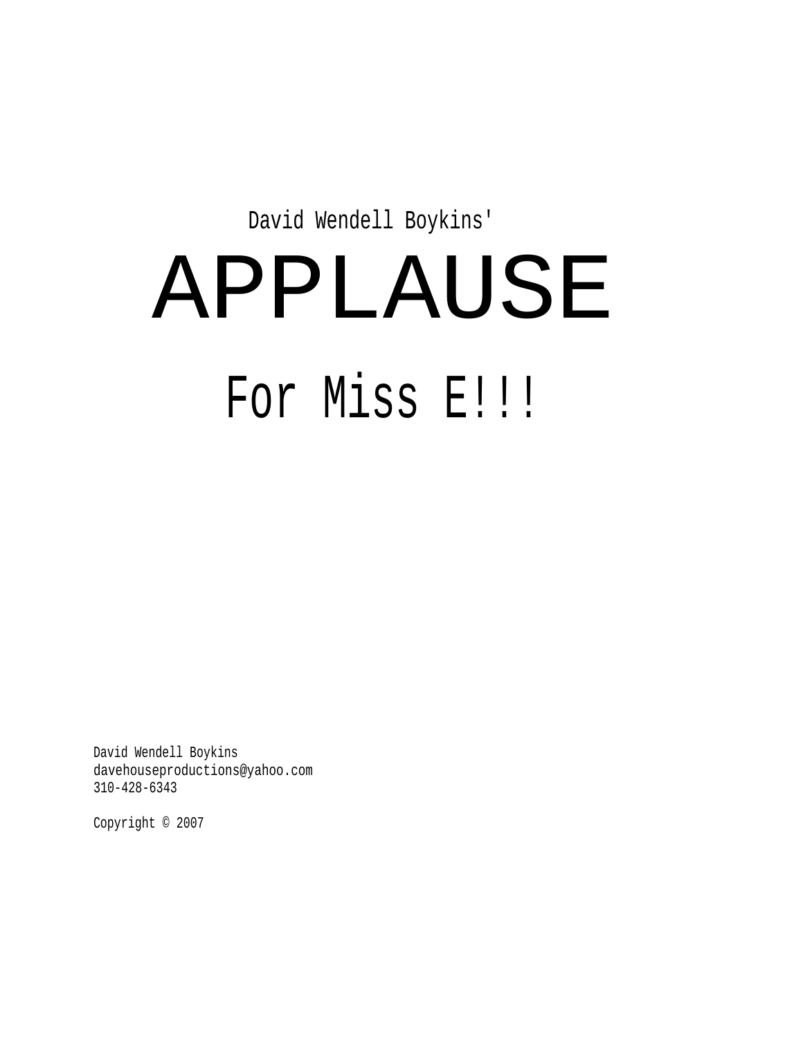David Wendell Boykins'

# APPLAUSE

## For Miss E!!!

David Wendell Boykins
davehouseproductions@yahoo.com
310-428-6343

Copyright © 2007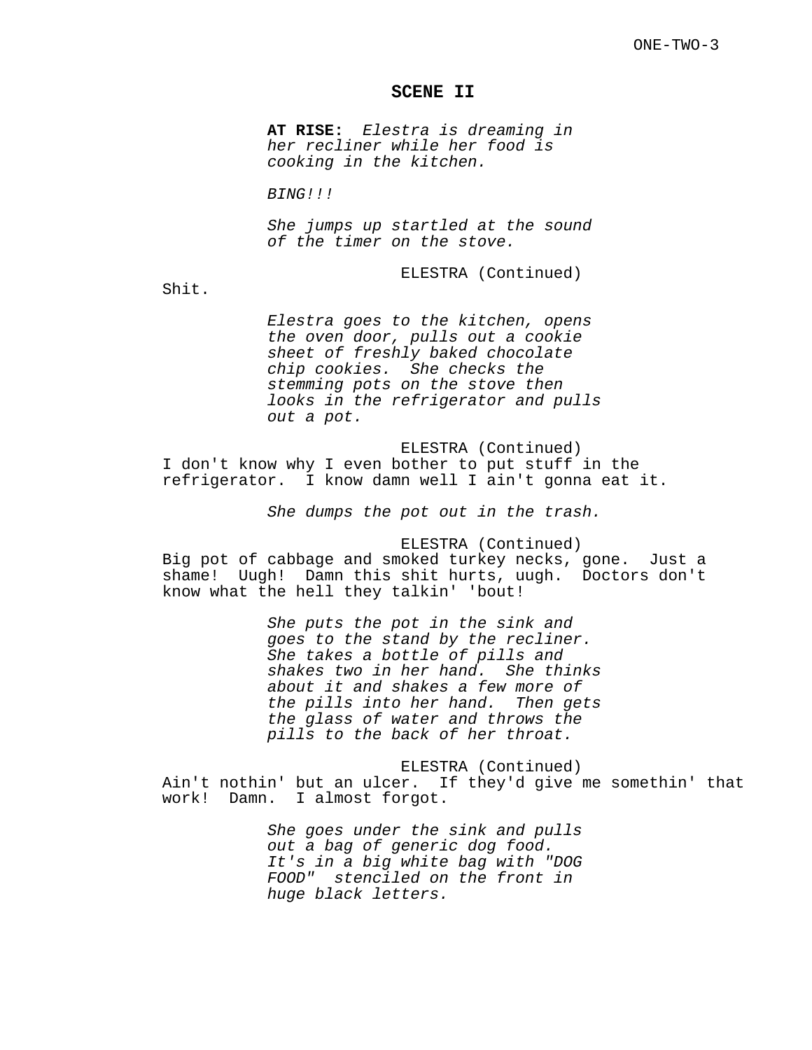## SCENE II

**AT RISE:** *Elestra is dreaming in her recliner while her food is cooking in the kitchen.*

*BING!!!*

*She jumps up startled at the sound of the timer on the stove.*

ELESTRA (Continued)

Shit.

*Elestra goes to the kitchen, opens the oven door, pulls out a cookie sheet of freshly baked chocolate chip cookies. She checks the stemming pots on the stove then looks in the refrigerator and pulls out a pot.*

ELESTRA (Continued)

I don't know why I even bother to put stuff in the refrigerator. I know damn well I ain't gonna eat it.

*She dumps the pot out in the trash.*

ELESTRA (Continued)

Big pot of cabbage and smoked turkey necks, gone. Just a shame! Uugh! Damn this shit hurts, uugh. Doctors don't know what the hell they talkin' 'bout!

*She puts the pot in the sink and goes to the stand by the recliner. She takes a bottle of pills and shakes two in her hand. She thinks about it and shakes a few more of the pills into her hand. Then gets the glass of water and throws the pills to the back of her throat.*

ELESTRA (Continued)

Ain't nothin' but an ulcer. If they'd give me somethin' that work! Damn. I almost forgot.

*She goes under the sink and pulls out a bag of generic dog food. It's in a big white bag with "DOG FOOD" stenciled on the front in huge black letters.*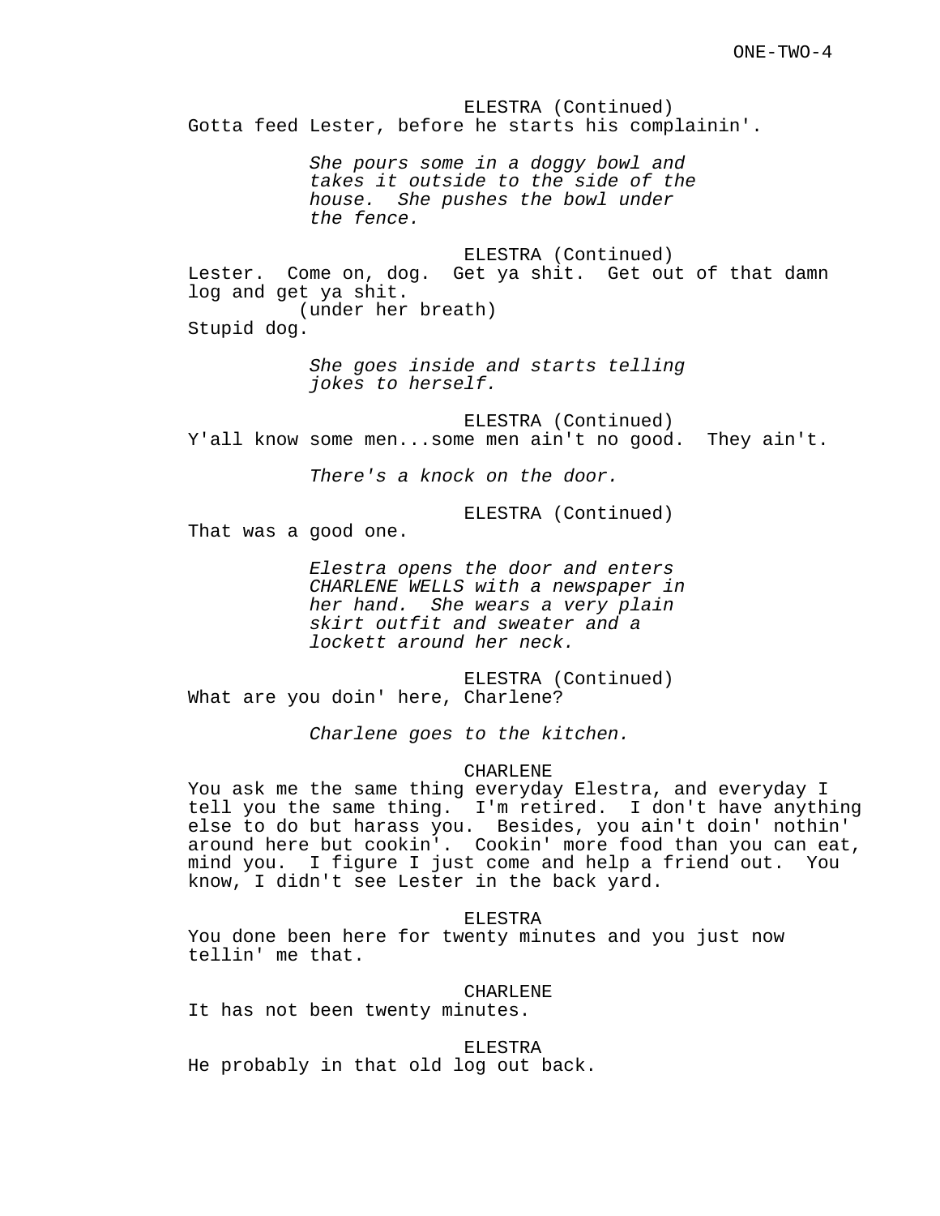ELESTRA (Continued)
Gotta feed Lester, before he starts his complainin'.

*She pours some in a doggy bowl and takes it outside to the side of the house. She pushes the bowl under the fence.*

ELESTRA (Continued)
Lester. Come on, dog. Get ya shit. Get out of that damn log and get ya shit.
(under her breath)
Stupid dog.

*She goes inside and starts telling jokes to herself.*

ELESTRA (Continued)
Y'all know some men...some men ain't no good. They ain't.

*There's a knock on the door.*

ELESTRA (Continued)
That was a good one.

*Elestra opens the door and enters CHARLENE WELLS with a newspaper in her hand. She wears a very plain skirt outfit and sweater and a lockett around her neck.*

ELESTRA (Continued)
What are you doin' here, Charlene?

*Charlene goes to the kitchen.*

CHARLENE
You ask me the same thing everyday Elestra, and everyday I tell you the same thing. I'm retired. I don't have anything else to do but harass you. Besides, you ain't doin' nothin' around here but cookin'. Cookin' more food than you can eat, mind you. I figure I just come and help a friend out. You know, I didn't see Lester in the back yard.

ELESTRA
You done been here for twenty minutes and you just now tellin' me that.

CHARLENE
It has not been twenty minutes.

ELESTRA
He probably in that old log out back.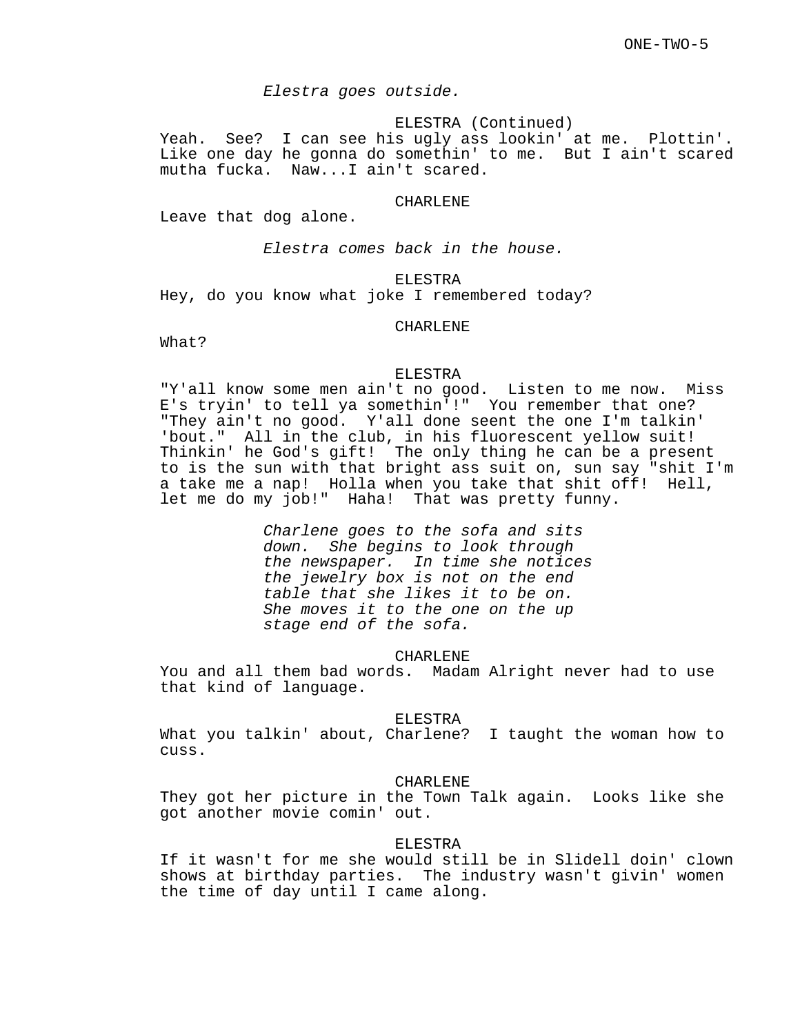*Elestra goes outside.*

ELESTRA (Continued)

Yeah. See? I can see his ugly ass lookin' at me. Plottin'. Like one day he gonna do somethin' to me. But I ain't scared mutha fucka. Naw...I ain't scared.

CHARLENE

Leave that dog alone.

*Elestra comes back in the house.*

ELESTRA

Hey, do you know what joke I remembered today?

CHARLENE

What?

ELESTRA

"Y'all know some men ain't no good. Listen to me now. Miss E's tryin' to tell ya somethin'!" You remember that one? "They ain't no good. Y'all done seent the one I'm talkin' 'bout." All in the club, in his fluorescent yellow suit! Thinkin' he God's gift! The only thing he can be a present to is the sun with that bright ass suit on, sun say "shit I'm a take me a nap! Holla when you take that shit off! Hell, let me do my job!" Haha! That was pretty funny.

*Charlene goes to the sofa and sits down. She begins to look through the newspaper. In time she notices the jewelry box is not on the end table that she likes it to be on. She moves it to the one on the up stage end of the sofa.*

CHARLENE

You and all them bad words. Madam Alright never had to use that kind of language.

ELESTRA

What you talkin' about, Charlene? I taught the woman how to cuss.

CHARLENE

They got her picture in the Town Talk again. Looks like she got another movie comin' out.

ELESTRA

If it wasn't for me she would still be in Slidell doin' clown shows at birthday parties. The industry wasn't givin' women the time of day until I came along.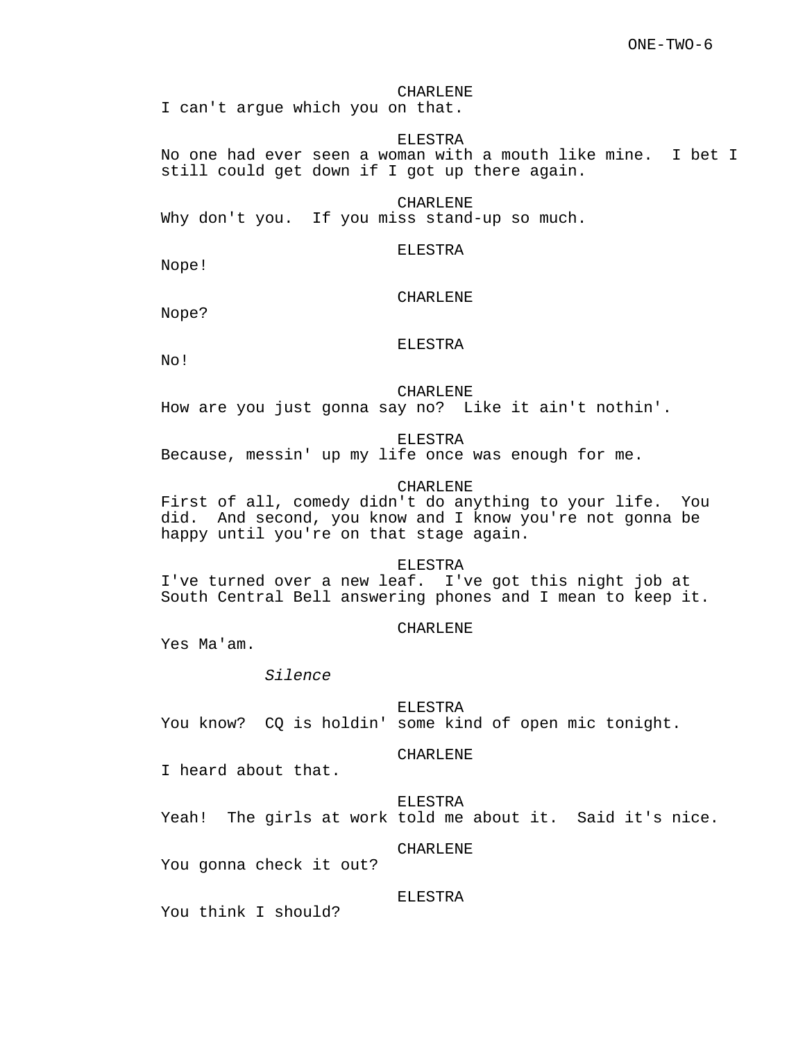CHARLENE
I can't argue which you on that.

ELESTRA
No one had ever seen a woman with a mouth like mine.  I bet I still could get down if I got up there again.

CHARLENE
Why don't you.  If you miss stand-up so much.

ELESTRA
Nope!

CHARLENE
Nope?

ELESTRA
No!

CHARLENE
How are you just gonna say no?  Like it ain't nothin'.

ELESTRA
Because, messin' up my life once was enough for me.

CHARLENE
First of all, comedy didn't do anything to your life.  You did.  And second, you know and I know you're not gonna be happy until you're on that stage again.

ELESTRA
I've turned over a new leaf.  I've got this night job at South Central Bell answering phones and I mean to keep it.

CHARLENE
Yes Ma'am.

*Silence*

ELESTRA
You know?  CQ is holdin' some kind of open mic tonight.

CHARLENE
I heard about that.

ELESTRA
Yeah!  The girls at work told me about it.  Said it's nice.

CHARLENE
You gonna check it out?

ELESTRA
You think I should?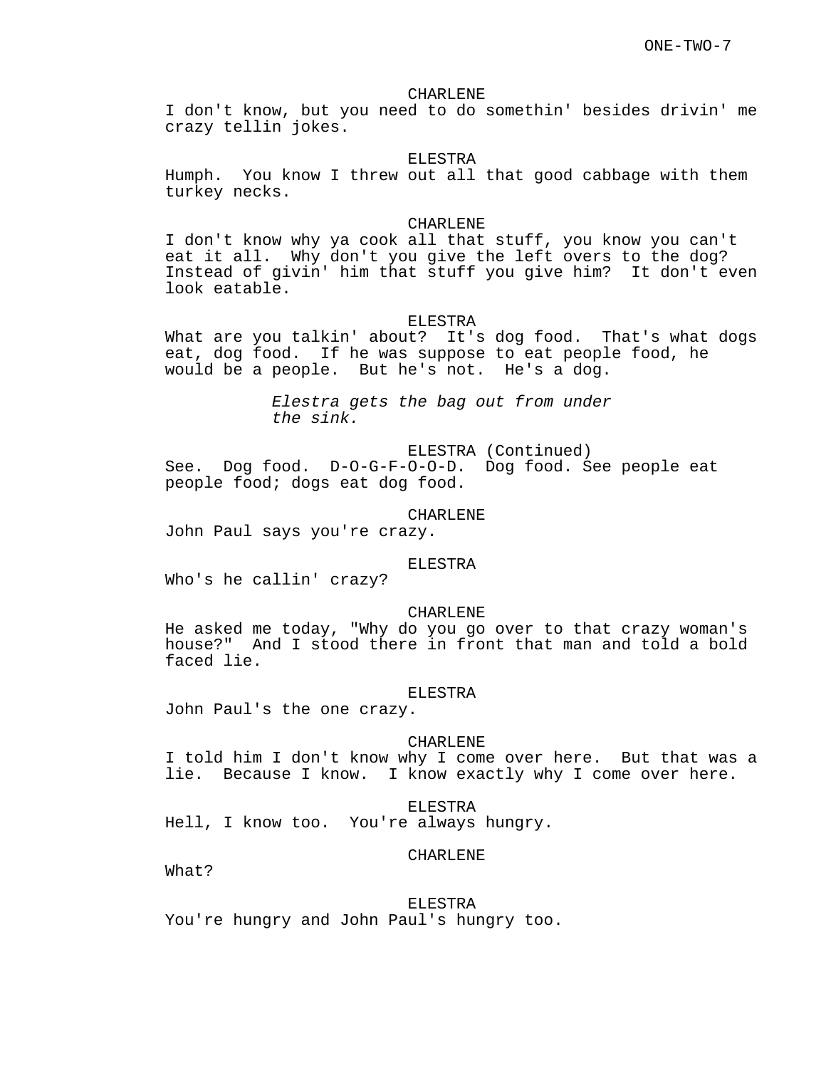CHARLENE
I don't know, but you need to do somethin' besides drivin' me crazy tellin jokes.

ELESTRA
Humph.  You know I threw out all that good cabbage with them turkey necks.

CHARLENE
I don't know why ya cook all that stuff, you know you can't eat it all.  Why don't you give the left overs to the dog? Instead of givin' him that stuff you give him?  It don't even look eatable.

ELESTRA
What are you talkin' about?  It's dog food.  That's what dogs eat, dog food.  If he was suppose to eat people food, he would be a people.  But he's not.  He's a dog.

*Elestra gets the bag out from under the sink.*

ELESTRA (Continued)
See.  Dog food.  D-O-G-F-O-O-D.  Dog food. See people eat people food; dogs eat dog food.

CHARLENE
John Paul says you're crazy.

ELESTRA
Who's he callin' crazy?

CHARLENE
He asked me today, "Why do you go over to that crazy woman's house?"  And I stood there in front that man and told a bold faced lie.

ELESTRA
John Paul's the one crazy.

CHARLENE
I told him I don't know why I come over here.  But that was a lie.  Because I know.  I know exactly why I come over here.

ELESTRA
Hell, I know too.  You're always hungry.

CHARLENE
What?

ELESTRA
You're hungry and John Paul's hungry too.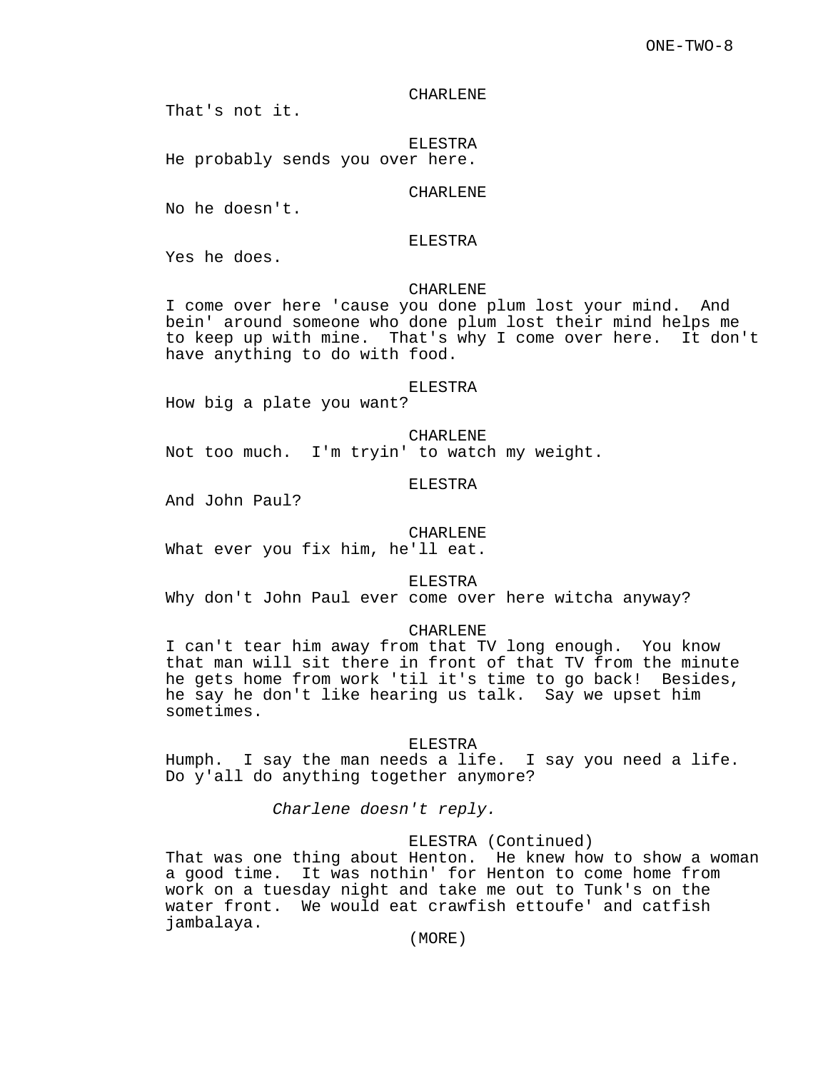CHARLENE

That's not it.

ELESTRA

He probably sends you over here.

CHARLENE

No he doesn't.

ELESTRA

Yes he does.

CHARLENE

I come over here 'cause you done plum lost your mind. And bein' around someone who done plum lost their mind helps me to keep up with mine. That's why I come over here. It don't have anything to do with food.

ELESTRA

How big a plate you want?

CHARLENE

Not too much. I'm tryin' to watch my weight.

ELESTRA

And John Paul?

CHARLENE

What ever you fix him, he'll eat.

ELESTRA

Why don't John Paul ever come over here witcha anyway?

CHARLENE

I can't tear him away from that TV long enough. You know that man will sit there in front of that TV from the minute he gets home from work 'til it's time to go back! Besides, he say he don't like hearing us talk. Say we upset him sometimes.

ELESTRA

Humph. I say the man needs a life. I say you need a life. Do y'all do anything together anymore?

*Charlene doesn't reply.*

ELESTRA (Continued)

That was one thing about Henton. He knew how to show a woman a good time. It was nothin' for Henton to come home from work on a tuesday night and take me out to Tunk's on the water front. We would eat crawfish ettoufe' and catfish jambalaya.

(MORE)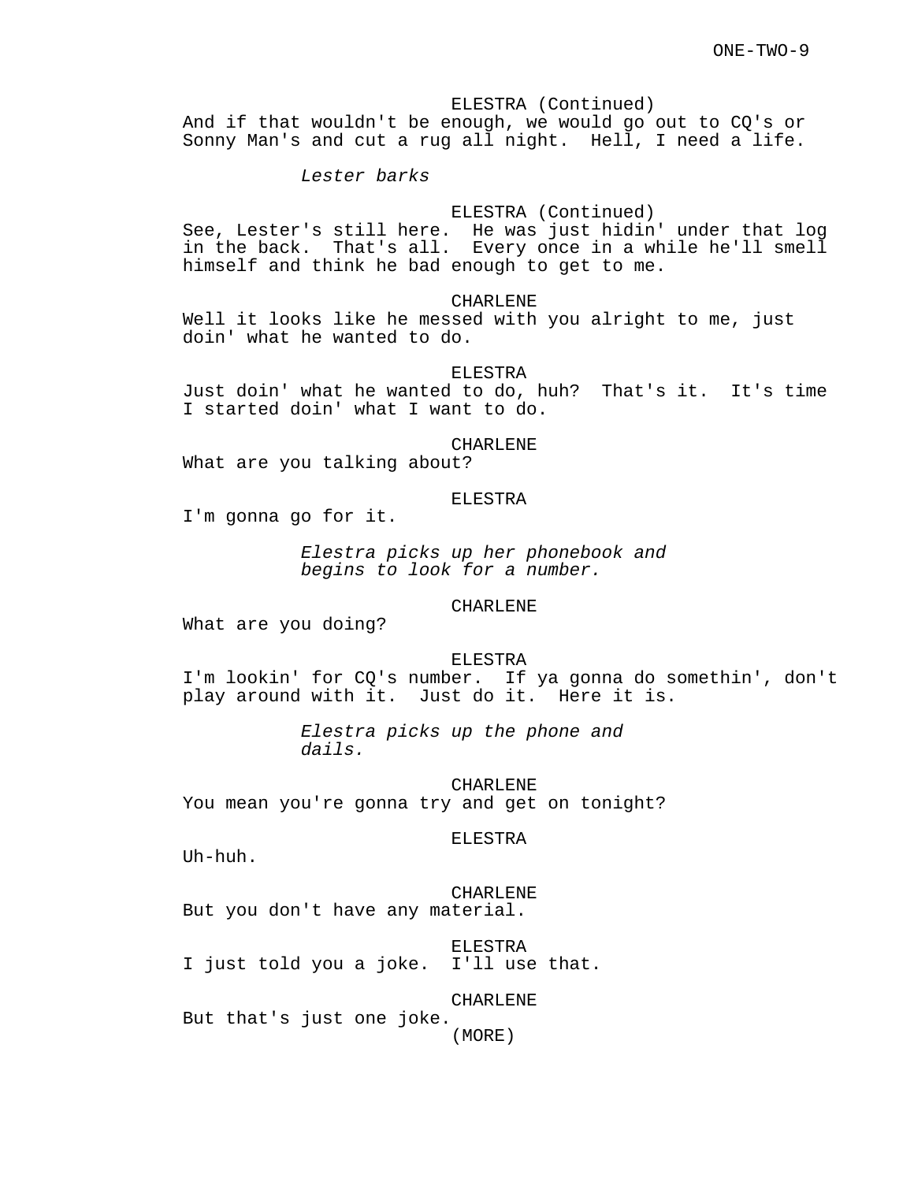ELESTRA (Continued)
And if that wouldn't be enough, we would go out to CQ's or Sonny Man's and cut a rug all night. Hell, I need a life.

*Lester barks*

ELESTRA (Continued)
See, Lester's still here. He was just hidin' under that log in the back. That's all. Every once in a while he'll smell himself and think he bad enough to get to me.

CHARLENE
Well it looks like he messed with you alright to me, just doin' what he wanted to do.

ELESTRA
Just doin' what he wanted to do, huh? That's it. It's time I started doin' what I want to do.

CHARLENE
What are you talking about?

ELESTRA
I'm gonna go for it.

*Elestra picks up her phonebook and begins to look for a number.*

CHARLENE
What are you doing?

ELESTRA
I'm lookin' for CQ's number. If ya gonna do somethin', don't play around with it. Just do it. Here it is.

*Elestra picks up the phone and dails.*

CHARLENE
You mean you're gonna try and get on tonight?

ELESTRA
Uh-huh.

CHARLENE
But you don't have any material.

ELESTRA
I just told you a joke. I'll use that.

CHARLENE
But that's just one joke.
(MORE)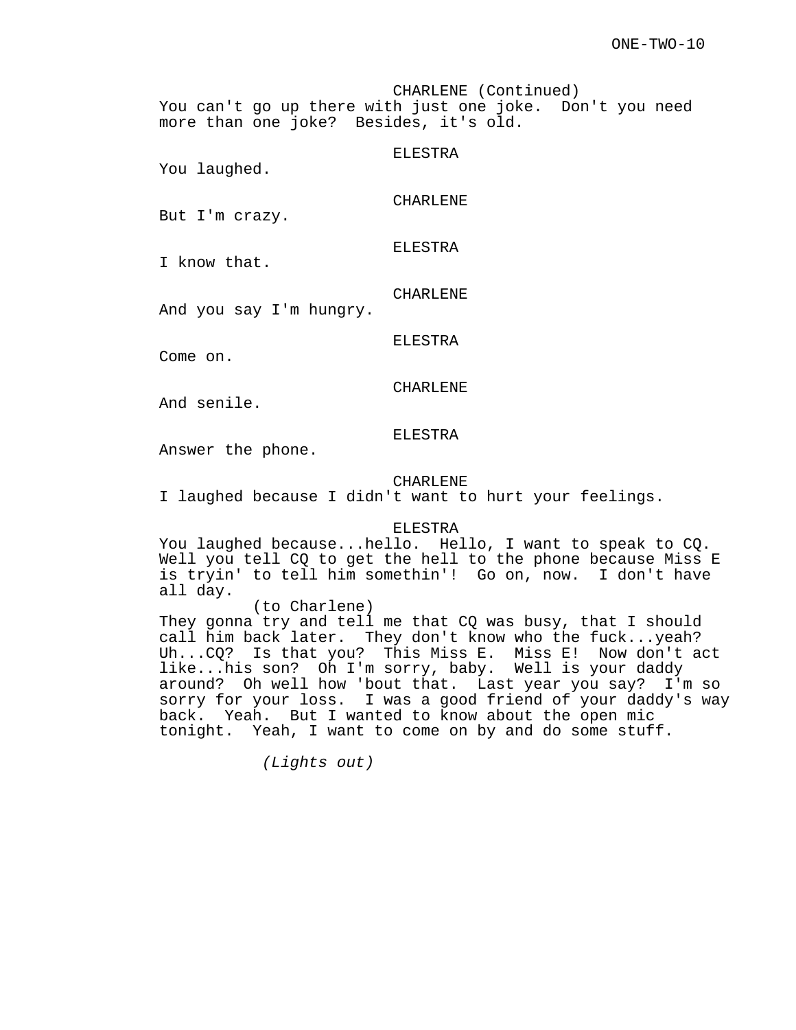CHARLENE (Continued)
You can't go up there with just one joke. Don't you need more than one joke? Besides, it's old.

ELESTRA
You laughed.

CHARLENE
But I'm crazy.

ELESTRA
I know that.

CHARLENE
And you say I'm hungry.

ELESTRA
Come on.

CHARLENE
And senile.

ELESTRA
Answer the phone.

CHARLENE
I laughed because I didn't want to hurt your feelings.

ELESTRA
You laughed because...hello. Hello, I want to speak to CQ. Well you tell CQ to get the hell to the phone because Miss E is tryin' to tell him somethin'! Go on, now. I don't have all day.
(to Charlene)
They gonna try and tell me that CQ was busy, that I should call him back later. They don't know who the fuck...yeah? Uh...CQ? Is that you? This Miss E. Miss E! Now don't act like...his son? Oh I'm sorry, baby. Well is your daddy around? Oh well how 'bout that. Last year you say? I'm so sorry for your loss. I was a good friend of your daddy's way back. Yeah. But I wanted to know about the open mic tonight. Yeah, I want to come on by and do some stuff.

*(Lights out)*